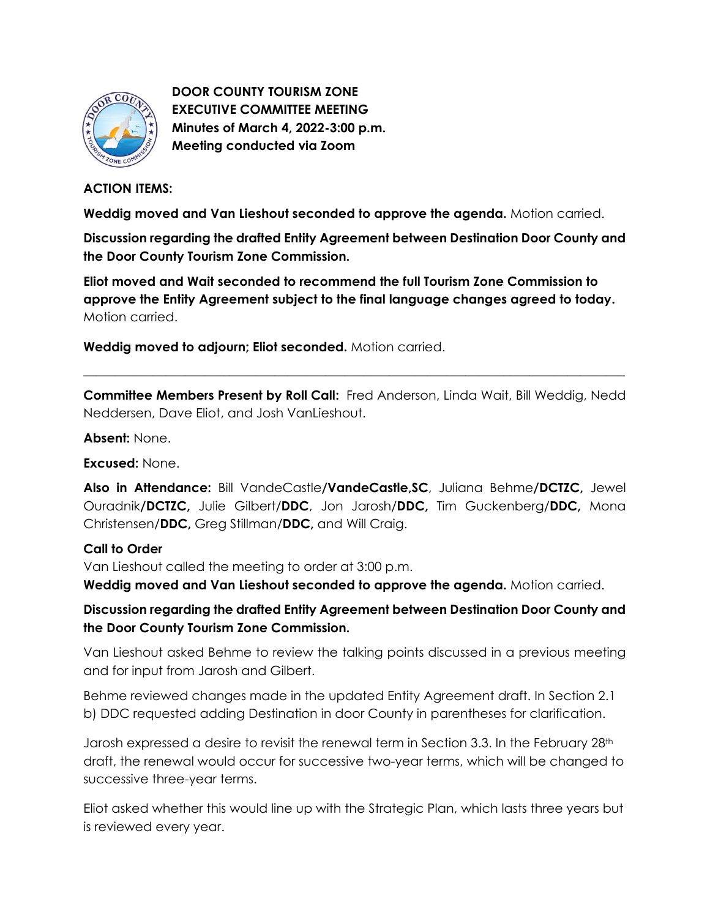**DOOR COUNTY TOURISM ZONE**
**EXECUTIVE COMMITTEE MEETING**
**Minutes of March 4, 2022-3:00 p.m.**
**Meeting conducted via Zoom**

**ACTION ITEMS:**

**Weddig moved and Van Lieshout seconded to approve the agenda.** Motion carried.

**Discussion regarding the drafted Entity Agreement between Destination Door County and the Door County Tourism Zone Commission.**

**Eliot moved and Wait seconded to recommend the full Tourism Zone Commission to approve the Entity Agreement subject to the final language changes agreed to today.** Motion carried.

**Weddig moved to adjourn; Eliot seconded.** Motion carried.

---

**Committee Members Present by Roll Call:** Fred Anderson, Linda Wait, Bill Weddig, Nedd Neddersen, Dave Eliot, and Josh VanLieshout.

**Absent:** None.

**Excused:** None.

**Also in Attendance:** Bill VandeCastle**/VandeCastle,SC**, Juliana Behme**/DCTZC,** Jewel Ouradnik**/DCTZC,** Julie Gilbert/**DDC**, Jon Jarosh/**DDC,** Tim Guckenberg/**DDC,** Mona Christensen/**DDC,** Greg Stillman/**DDC,** and Will Craig.

**Call to Order**

Van Lieshout called the meeting to order at 3:00 p.m.

**Weddig moved and Van Lieshout seconded to approve the agenda.** Motion carried.

**Discussion regarding the drafted Entity Agreement between Destination Door County and the Door County Tourism Zone Commission.**

Van Lieshout asked Behme to review the talking points discussed in a previous meeting and for input from Jarosh and Gilbert.

Behme reviewed changes made in the updated Entity Agreement draft. In Section 2.1 b) DDC requested adding Destination in door County in parentheses for clarification.

Jarosh expressed a desire to revisit the renewal term in Section 3.3. In the February 28th draft, the renewal would occur for successive two-year terms, which will be changed to successive three-year terms.

Eliot asked whether this would line up with the Strategic Plan, which lasts three years but is reviewed every year.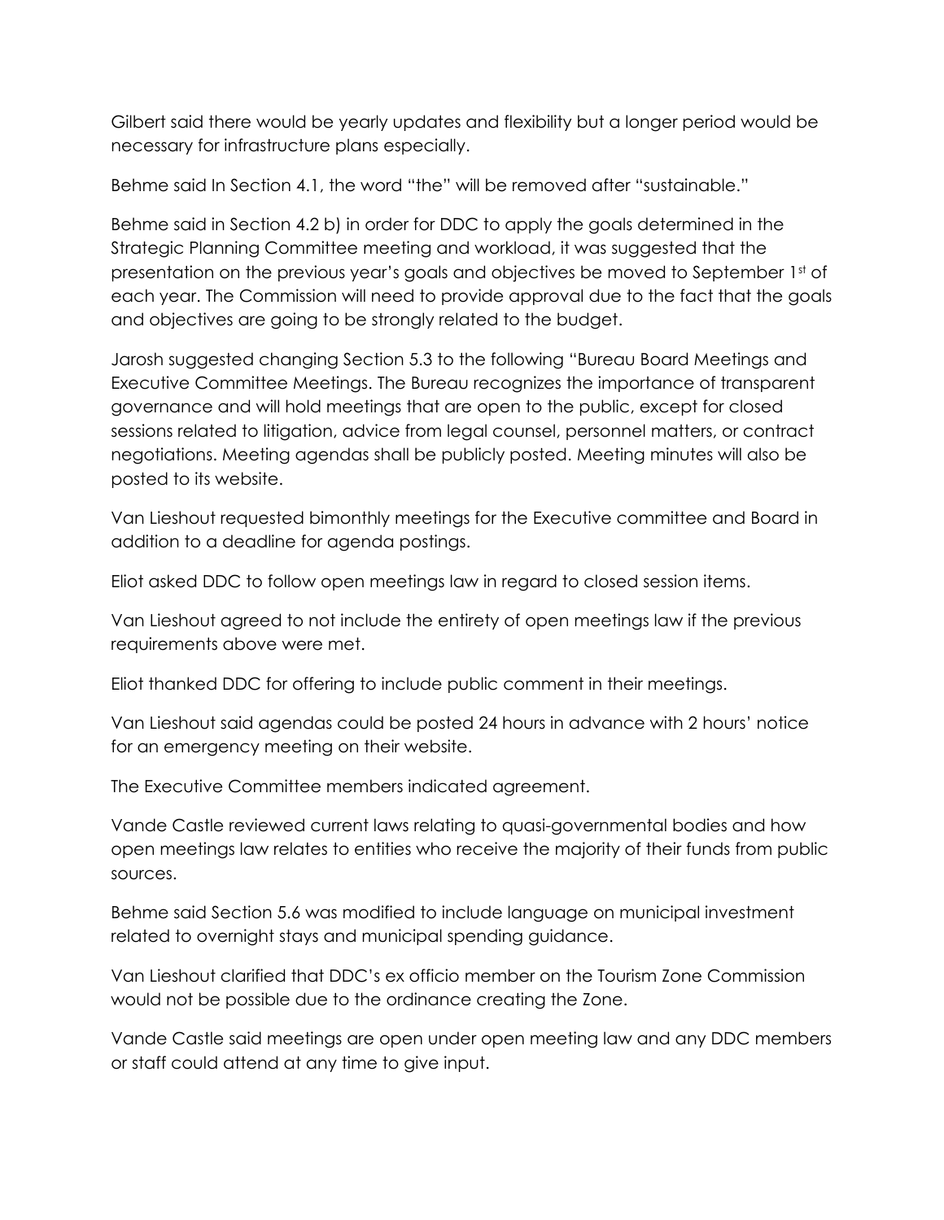Gilbert said there would be yearly updates and flexibility but a longer period would be necessary for infrastructure plans especially.

Behme said In Section 4.1, the word "the" will be removed after "sustainable."

Behme said in Section 4.2 b) in order for DDC to apply the goals determined in the Strategic Planning Committee meeting and workload, it was suggested that the presentation on the previous year's goals and objectives be moved to September 1st of each year. The Commission will need to provide approval due to the fact that the goals and objectives are going to be strongly related to the budget.

Jarosh suggested changing Section 5.3 to the following "Bureau Board Meetings and Executive Committee Meetings. The Bureau recognizes the importance of transparent governance and will hold meetings that are open to the public, except for closed sessions related to litigation, advice from legal counsel, personnel matters, or contract negotiations. Meeting agendas shall be publicly posted. Meeting minutes will also be posted to its website.

Van Lieshout requested bimonthly meetings for the Executive committee and Board in addition to a deadline for agenda postings.

Eliot asked DDC to follow open meetings law in regard to closed session items.

Van Lieshout agreed to not include the entirety of open meetings law if the previous requirements above were met.

Eliot thanked DDC for offering to include public comment in their meetings.

Van Lieshout said agendas could be posted 24 hours in advance with 2 hours' notice for an emergency meeting on their website.

The Executive Committee members indicated agreement.

Vande Castle reviewed current laws relating to quasi-governmental bodies and how open meetings law relates to entities who receive the majority of their funds from public sources.

Behme said Section 5.6 was modified to include language on municipal investment related to overnight stays and municipal spending guidance.

Van Lieshout clarified that DDC's ex officio member on the Tourism Zone Commission would not be possible due to the ordinance creating the Zone.

Vande Castle said meetings are open under open meeting law and any DDC members or staff could attend at any time to give input.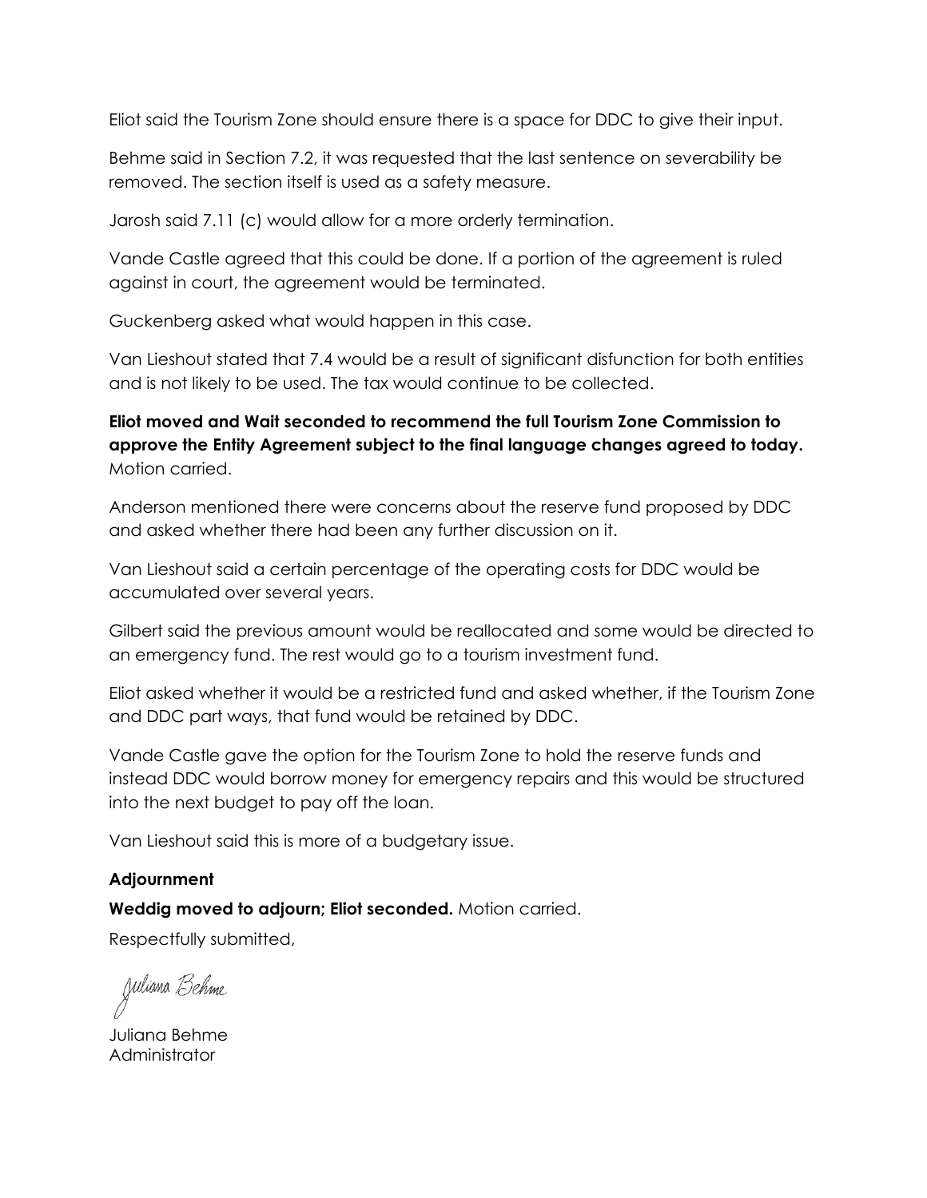Eliot said the Tourism Zone should ensure there is a space for DDC to give their input.

Behme said in Section 7.2, it was requested that the last sentence on severability be removed. The section itself is used as a safety measure.

Jarosh said 7.11 (c) would allow for a more orderly termination.

Vande Castle agreed that this could be done. If a portion of the agreement is ruled against in court, the agreement would be terminated.

Guckenberg asked what would happen in this case.

Van Lieshout stated that 7.4 would be a result of significant disfunction for both entities and is not likely to be used. The tax would continue to be collected.

**Eliot moved and Wait seconded to recommend the full Tourism Zone Commission to approve the Entity Agreement subject to the final language changes agreed to today.** Motion carried.

Anderson mentioned there were concerns about the reserve fund proposed by DDC and asked whether there had been any further discussion on it.

Van Lieshout said a certain percentage of the operating costs for DDC would be accumulated over several years.

Gilbert said the previous amount would be reallocated and some would be directed to an emergency fund. The rest would go to a tourism investment fund.

Eliot asked whether it would be a restricted fund and asked whether, if the Tourism Zone and DDC part ways, that fund would be retained by DDC.

Vande Castle gave the option for the Tourism Zone to hold the reserve funds and instead DDC would borrow money for emergency repairs and this would be structured into the next budget to pay off the loan.

Van Lieshout said this is more of a budgetary issue.

**Adjournment**

**Weddig moved to adjourn; Eliot seconded.** Motion carried.

Respectfully submitted,

Juliana Behme

Juliana Behme
Administrator